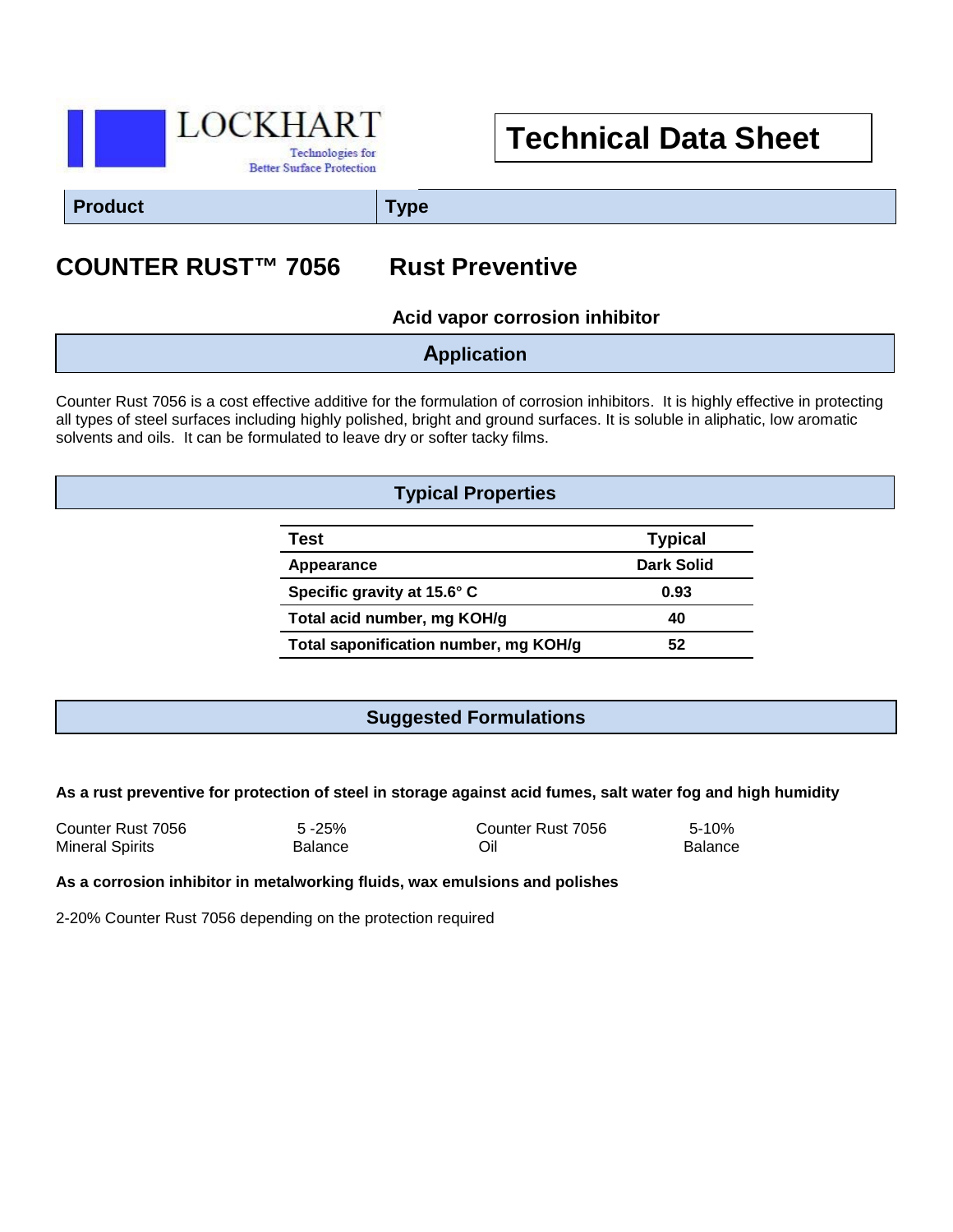LOCKHART

Technologies for Better Surface Protection

# Technical Data Sheet

| Product | Type |
| --- | --- |
| **COUNTER RUST™ 7056** | **Rust Preventive** |
| | **Acid vapor corrosion inhibitor** |

## Application

Counter Rust 7056 is a cost effective additive for the formulation of corrosion inhibitors. It is highly effective in protecting all types of steel surfaces including highly polished, bright and ground surfaces. It is soluble in aliphatic, low aromatic solvents and oils. It can be formulated to leave dry or softer tacky films.

## Typical Properties

| Test | Typical |
| --- | --- |
| Appearance | Dark Solid |
| Specific gravity at 15.6° C | 0.93 |
| Total acid number, mg KOH/g | 40 |
| Total saponification number, mg KOH/g | 52 |

## Suggested Formulations

**As a rust preventive for protection of steel in storage against acid fumes, salt water fog and high humidity**

| | | | |
| --- | --- | --- | --- |
| Counter Rust 7056 | 5 -25% | Counter Rust 7056 | 5-10% |
| Mineral Spirits | Balance | Oil | Balance |

**As a corrosion inhibitor in metalworking fluids, wax emulsions and polishes**

2-20% Counter Rust 7056 depending on the protection required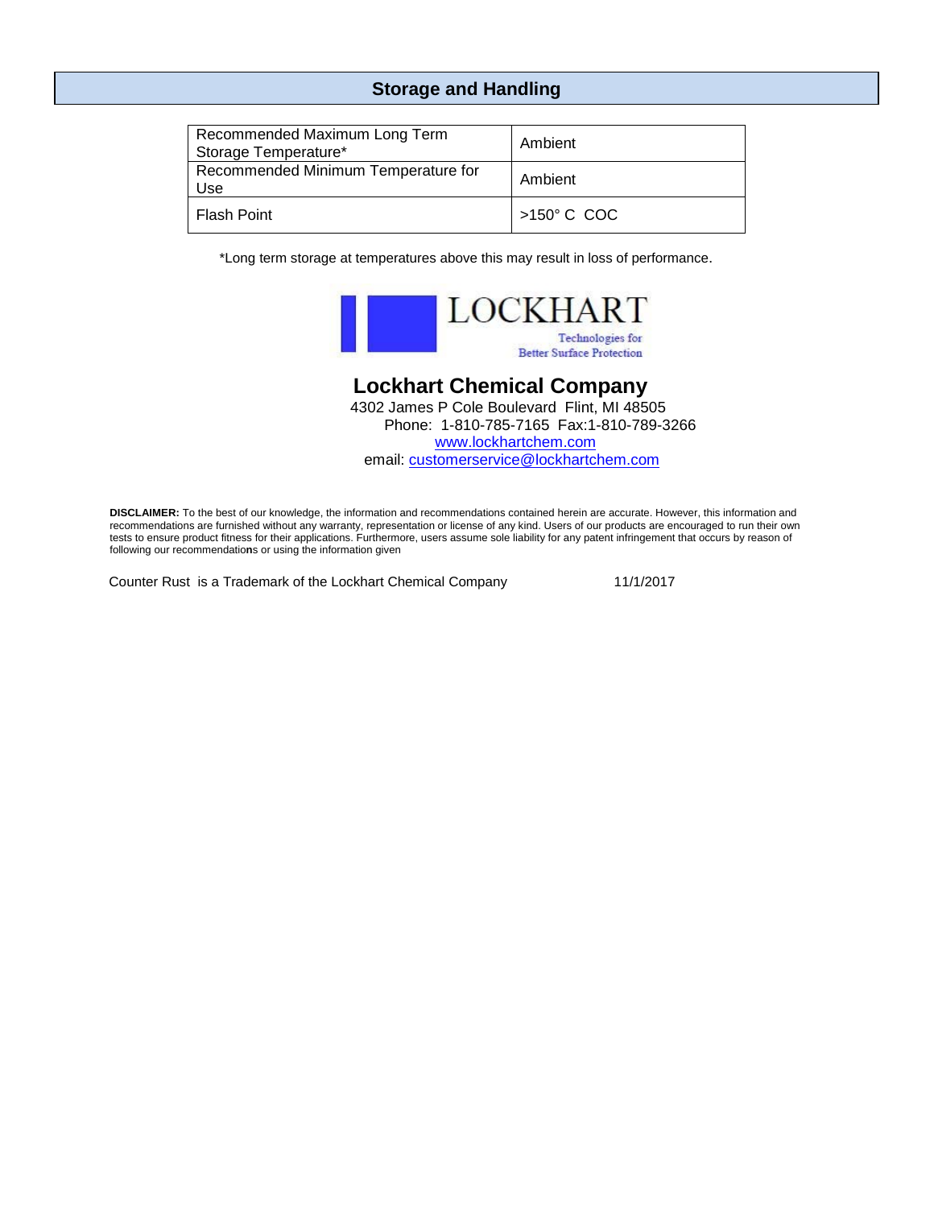## Storage and Handling

| | |
|---|---|
| Recommended Maximum Long Term Storage Temperature* | Ambient |
| Recommended Minimum Temperature for Use | Ambient |
| Flash Point | >150° C COC |

*Long term storage at temperatures above this may result in loss of performance.

LOCKHART
Technologies for Better Surface Protection

**Lockhart Chemical Company**

4302 James P Cole Boulevard Flint, MI 48505
Phone: 1-810-785-7165 Fax:1-810-789-3266
www.lockhartchem.com
email: customerservice@lockhartchem.com

**DISCLAIMER:** To the best of our knowledge, the information and recommendations contained herein are accurate. However, this information and recommendations are furnished without any warranty, representation or license of any kind. Users of our products are encouraged to run their own tests to ensure product fitness for their applications. Furthermore, users assume sole liability for any patent infringement that occurs by reason of following our recommendations or using the information given

Counter Rust is a Trademark of the Lockhart Chemical Company 11/1/2017